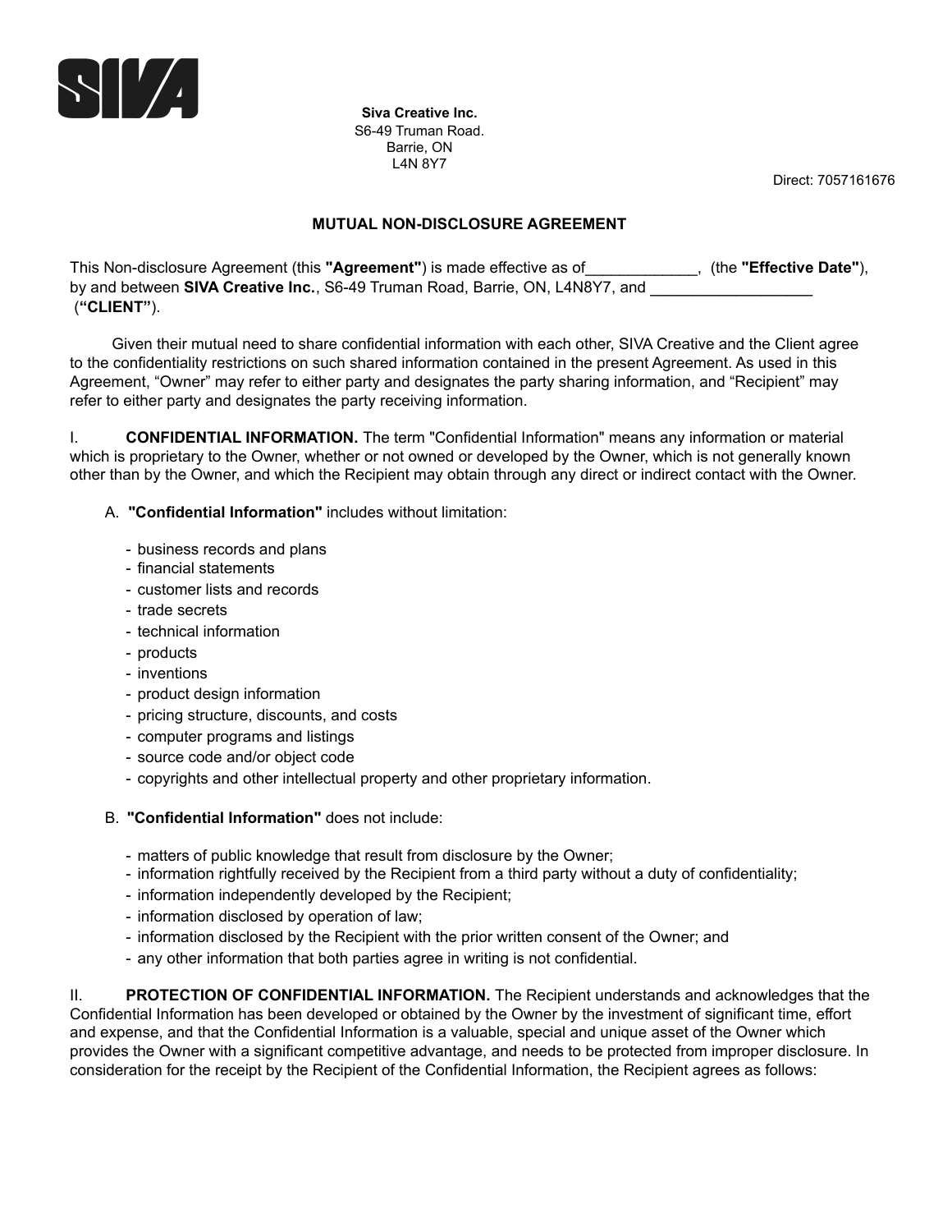**Siva Creative Inc.**
S6-49 Truman Road.
Barrie, ON
L4N 8Y7

Direct: 7057161676

## MUTUAL NON-DISCLOSURE AGREEMENT

This Non-disclosure Agreement (this **"Agreement"**) is made effective as of_____________, (the **"Effective Date"**), by and between **SIVA Creative Inc.**, S6-49 Truman Road, Barrie, ON, L4N8Y7, and ___________________ (**"CLIENT"**).

Given their mutual need to share confidential information with each other, SIVA Creative and the Client agree to the confidentiality restrictions on such shared information contained in the present Agreement. As used in this Agreement, "Owner" may refer to either party and designates the party sharing information, and "Recipient" may refer to either party and designates the party receiving information.

I. **CONFIDENTIAL INFORMATION.** The term "Confidential Information" means any information or material which is proprietary to the Owner, whether or not owned or developed by the Owner, which is not generally known other than by the Owner, and which the Recipient may obtain through any direct or indirect contact with the Owner.

A. **"Confidential Information"** includes without limitation:

- business records and plans
- financial statements
- customer lists and records
- trade secrets
- technical information
- products
- inventions
- product design information
- pricing structure, discounts, and costs
- computer programs and listings
- source code and/or object code
- copyrights and other intellectual property and other proprietary information.

B. **"Confidential Information"** does not include:

- matters of public knowledge that result from disclosure by the Owner;
- information rightfully received by the Recipient from a third party without a duty of confidentiality;
- information independently developed by the Recipient;
- information disclosed by operation of law;
- information disclosed by the Recipient with the prior written consent of the Owner; and
- any other information that both parties agree in writing is not confidential.

II. **PROTECTION OF CONFIDENTIAL INFORMATION.** The Recipient understands and acknowledges that the Confidential Information has been developed or obtained by the Owner by the investment of significant time, effort and expense, and that the Confidential Information is a valuable, special and unique asset of the Owner which provides the Owner with a significant competitive advantage, and needs to be protected from improper disclosure. In consideration for the receipt by the Recipient of the Confidential Information, the Recipient agrees as follows: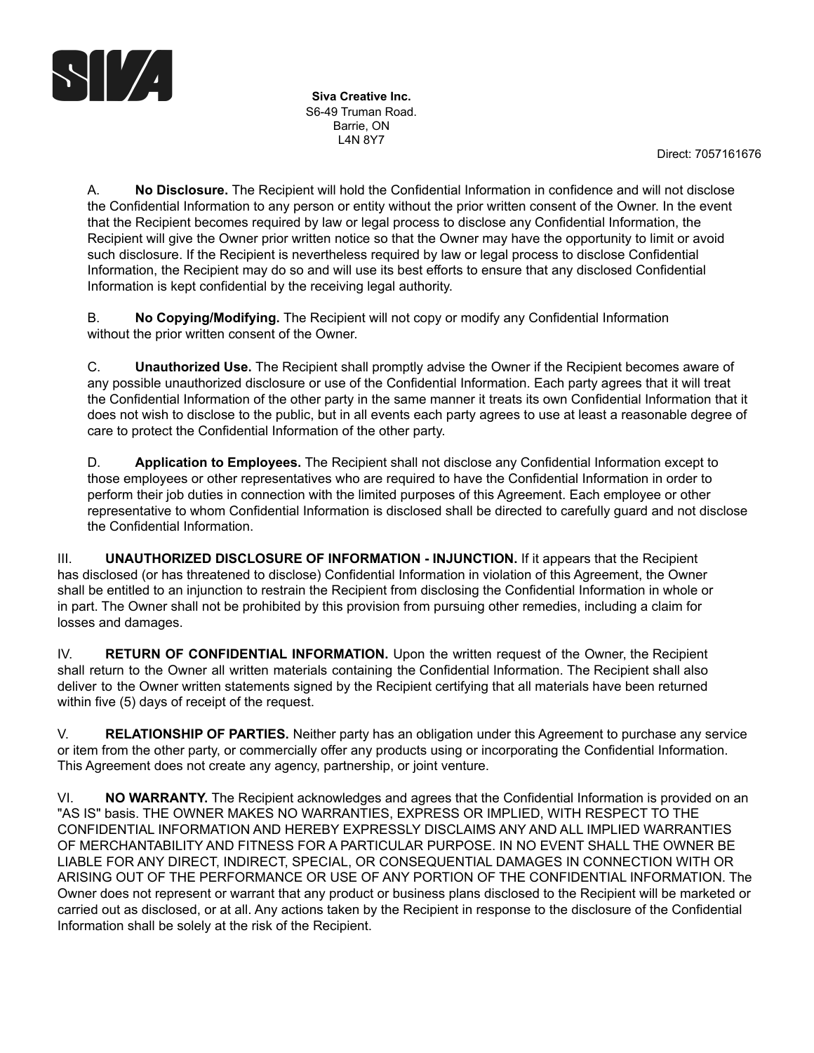**Siva Creative Inc.**
S6-49 Truman Road.
Barrie, ON
L4N 8Y7

Direct: 7057161676

A. **No Disclosure.** The Recipient will hold the Confidential Information in confidence and will not disclose the Confidential Information to any person or entity without the prior written consent of the Owner. In the event that the Recipient becomes required by law or legal process to disclose any Confidential Information, the Recipient will give the Owner prior written notice so that the Owner may have the opportunity to limit or avoid such disclosure. If the Recipient is nevertheless required by law or legal process to disclose Confidential Information, the Recipient may do so and will use its best efforts to ensure that any disclosed Confidential Information is kept confidential by the receiving legal authority.

B. **No Copying/Modifying.** The Recipient will not copy or modify any Confidential Information without the prior written consent of the Owner.

C. **Unauthorized Use.** The Recipient shall promptly advise the Owner if the Recipient becomes aware of any possible unauthorized disclosure or use of the Confidential Information. Each party agrees that it will treat the Confidential Information of the other party in the same manner it treats its own Confidential Information that it does not wish to disclose to the public, but in all events each party agrees to use at least a reasonable degree of care to protect the Confidential Information of the other party.

D. **Application to Employees.** The Recipient shall not disclose any Confidential Information except to those employees or other representatives who are required to have the Confidential Information in order to perform their job duties in connection with the limited purposes of this Agreement. Each employee or other representative to whom Confidential Information is disclosed shall be directed to carefully guard and not disclose the Confidential Information.

III. **UNAUTHORIZED DISCLOSURE OF INFORMATION - INJUNCTION.** If it appears that the Recipient has disclosed (or has threatened to disclose) Confidential Information in violation of this Agreement, the Owner shall be entitled to an injunction to restrain the Recipient from disclosing the Confidential Information in whole or in part. The Owner shall not be prohibited by this provision from pursuing other remedies, including a claim for losses and damages.

IV. **RETURN OF CONFIDENTIAL INFORMATION.** Upon the written request of the Owner, the Recipient shall return to the Owner all written materials containing the Confidential Information. The Recipient shall also deliver to the Owner written statements signed by the Recipient certifying that all materials have been returned within five (5) days of receipt of the request.

V. **RELATIONSHIP OF PARTIES.** Neither party has an obligation under this Agreement to purchase any service or item from the other party, or commercially offer any products using or incorporating the Confidential Information. This Agreement does not create any agency, partnership, or joint venture.

VI. **NO WARRANTY.** The Recipient acknowledges and agrees that the Confidential Information is provided on an "AS IS" basis. THE OWNER MAKES NO WARRANTIES, EXPRESS OR IMPLIED, WITH RESPECT TO THE CONFIDENTIAL INFORMATION AND HEREBY EXPRESSLY DISCLAIMS ANY AND ALL IMPLIED WARRANTIES OF MERCHANTABILITY AND FITNESS FOR A PARTICULAR PURPOSE. IN NO EVENT SHALL THE OWNER BE LIABLE FOR ANY DIRECT, INDIRECT, SPECIAL, OR CONSEQUENTIAL DAMAGES IN CONNECTION WITH OR ARISING OUT OF THE PERFORMANCE OR USE OF ANY PORTION OF THE CONFIDENTIAL INFORMATION. The Owner does not represent or warrant that any product or business plans disclosed to the Recipient will be marketed or carried out as disclosed, or at all. Any actions taken by the Recipient in response to the disclosure of the Confidential Information shall be solely at the risk of the Recipient.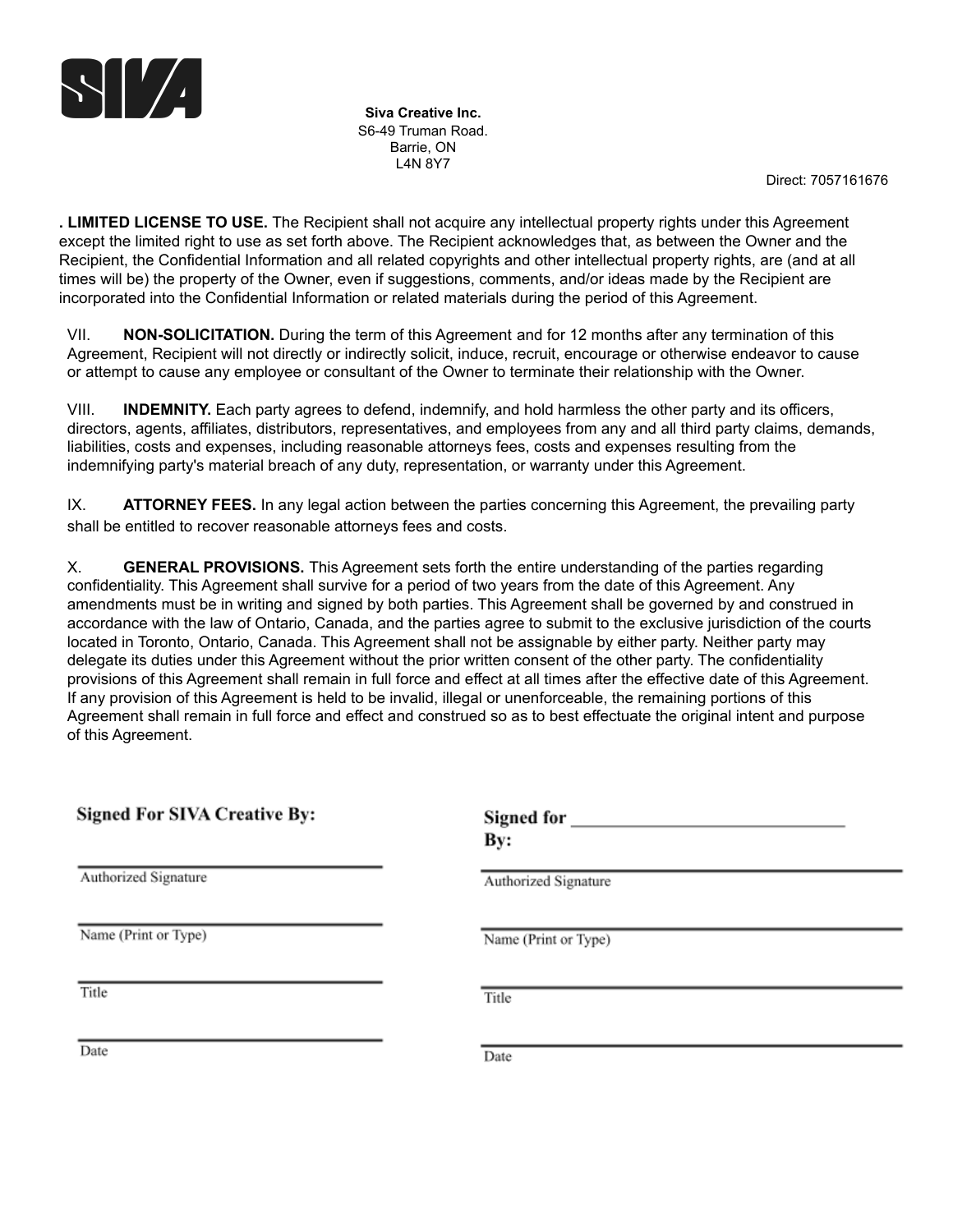**Siva Creative Inc.**
S6-49 Truman Road.
Barrie, ON
L4N 8Y7

Direct: 7057161676

**. LIMITED LICENSE TO USE.** The Recipient shall not acquire any intellectual property rights under this Agreement except the limited right to use as set forth above. The Recipient acknowledges that, as between the Owner and the Recipient, the Confidential Information and all related copyrights and other intellectual property rights, are (and at all times will be) the property of the Owner, even if suggestions, comments, and/or ideas made by the Recipient are incorporated into the Confidential Information or related materials during the period of this Agreement.

VII. **NON-SOLICITATION.** During the term of this Agreement and for 12 months after any termination of this Agreement, Recipient will not directly or indirectly solicit, induce, recruit, encourage or otherwise endeavor to cause or attempt to cause any employee or consultant of the Owner to terminate their relationship with the Owner.

VIII. **INDEMNITY.** Each party agrees to defend, indemnify, and hold harmless the other party and its officers, directors, agents, affiliates, distributors, representatives, and employees from any and all third party claims, demands, liabilities, costs and expenses, including reasonable attorneys fees, costs and expenses resulting from the indemnifying party's material breach of any duty, representation, or warranty under this Agreement.

IX. **ATTORNEY FEES.** In any legal action between the parties concerning this Agreement, the prevailing party shall be entitled to recover reasonable attorneys fees and costs.

X. **GENERAL PROVISIONS.** This Agreement sets forth the entire understanding of the parties regarding confidentiality. This Agreement shall survive for a period of two years from the date of this Agreement. Any amendments must be in writing and signed by both parties. This Agreement shall be governed by and construed in accordance with the law of Ontario, Canada, and the parties agree to submit to the exclusive jurisdiction of the courts located in Toronto, Ontario, Canada. This Agreement shall not be assignable by either party. Neither party may delegate its duties under this Agreement without the prior written consent of the other party. The confidentiality provisions of this Agreement shall remain in full force and effect at all times after the effective date of this Agreement. If any provision of this Agreement is held to be invalid, illegal or unenforceable, the remaining portions of this Agreement shall remain in full force and effect and construed so as to best effectuate the original intent and purpose of this Agreement.

**Signed For SIVA Creative By:**

_______________________________
Authorized Signature

_______________________________
Name (Print or Type)

_______________________________
Title

_______________________________
Date

**Signed for _______________________________ By:**

_______________________________
Authorized Signature

_______________________________
Name (Print or Type)

_______________________________
Title

_______________________________
Date